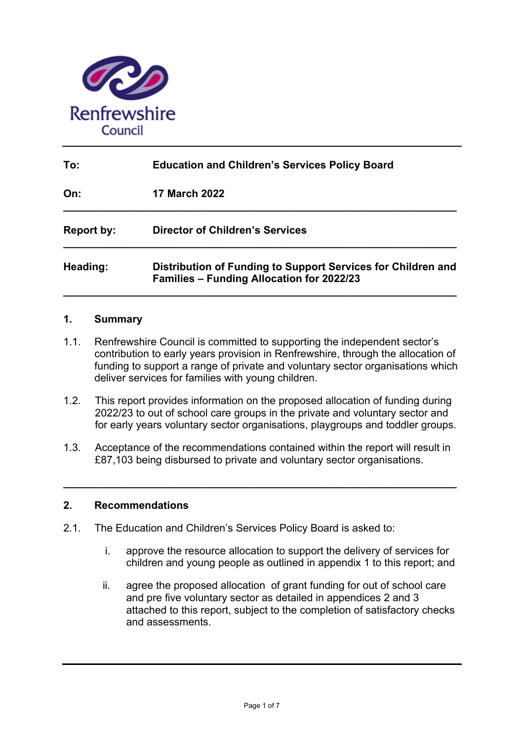Renfrewshire Council

| | |
|---|---|
| **To:** | **Education and Children's Services Policy Board** |
| **On:** | **17 March 2022** |
| **Report by:** | **Director of Children's Services** |
| **Heading:** | **Distribution of Funding to Support Services for Children and Families – Funding Allocation for 2022/23** |

## 1. Summary

1.1. Renfrewshire Council is committed to supporting the independent sector's contribution to early years provision in Renfrewshire, through the allocation of funding to support a range of private and voluntary sector organisations which deliver services for families with young children.

1.2. This report provides information on the proposed allocation of funding during 2022/23 to out of school care groups in the private and voluntary sector and for early years voluntary sector organisations, playgroups and toddler groups.

1.3. Acceptance of the recommendations contained within the report will result in £87,103 being disbursed to private and voluntary sector organisations.

## 2. Recommendations

2.1. The Education and Children's Services Policy Board is asked to:

i. approve the resource allocation to support the delivery of services for children and young people as outlined in appendix 1 to this report; and

ii. agree the proposed allocation of grant funding for out of school care and pre five voluntary sector as detailed in appendices 2 and 3 attached to this report, subject to the completion of satisfactory checks and assessments.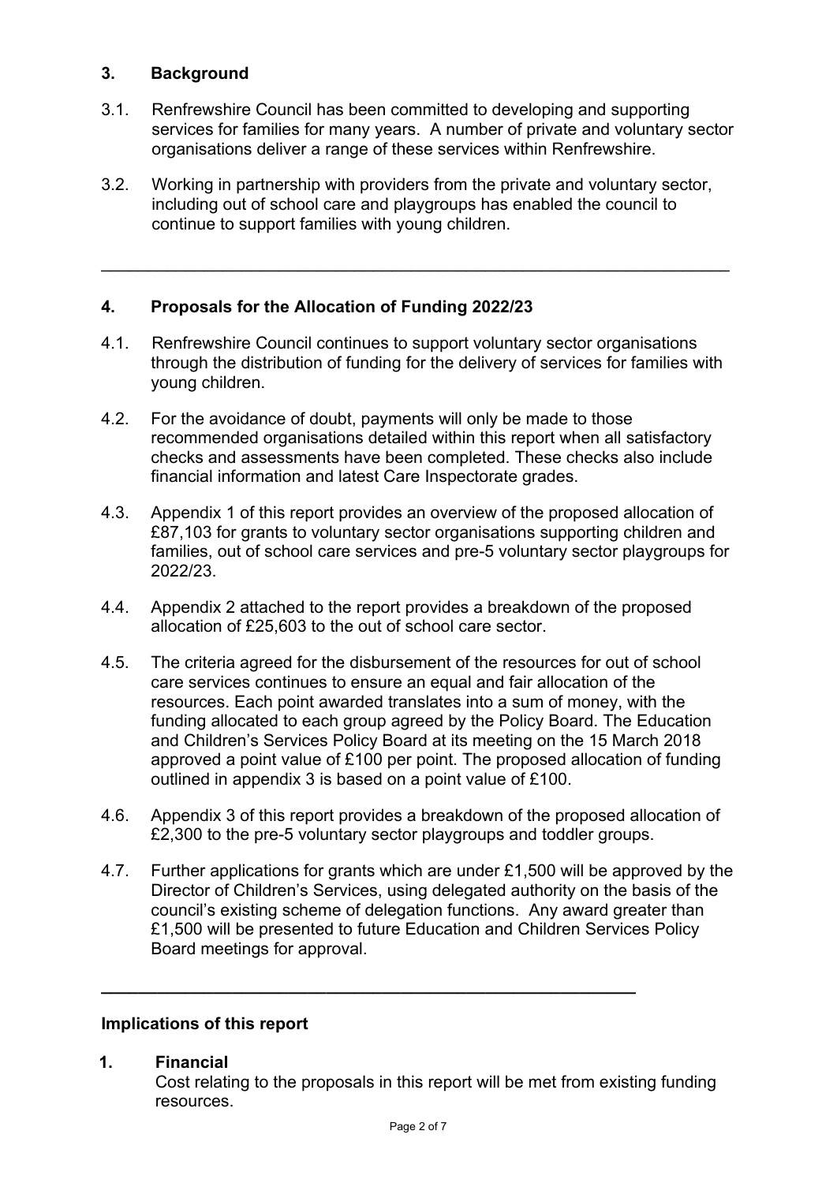## 3. Background

3.1. Renfrewshire Council has been committed to developing and supporting services for families for many years. A number of private and voluntary sector organisations deliver a range of these services within Renfrewshire.

3.2. Working in partnership with providers from the private and voluntary sector, including out of school care and playgroups has enabled the council to continue to support families with young children.

---

## 4. Proposals for the Allocation of Funding 2022/23

4.1. Renfrewshire Council continues to support voluntary sector organisations through the distribution of funding for the delivery of services for families with young children.

4.2. For the avoidance of doubt, payments will only be made to those recommended organisations detailed within this report when all satisfactory checks and assessments have been completed. These checks also include financial information and latest Care Inspectorate grades.

4.3. Appendix 1 of this report provides an overview of the proposed allocation of £87,103 for grants to voluntary sector organisations supporting children and families, out of school care services and pre-5 voluntary sector playgroups for 2022/23.

4.4. Appendix 2 attached to the report provides a breakdown of the proposed allocation of £25,603 to the out of school care sector.

4.5. The criteria agreed for the disbursement of the resources for out of school care services continues to ensure an equal and fair allocation of the resources. Each point awarded translates into a sum of money, with the funding allocated to each group agreed by the Policy Board. The Education and Children's Services Policy Board at its meeting on the 15 March 2018 approved a point value of £100 per point. The proposed allocation of funding outlined in appendix 3 is based on a point value of £100.

4.6. Appendix 3 of this report provides a breakdown of the proposed allocation of £2,300 to the pre-5 voluntary sector playgroups and toddler groups.

4.7. Further applications for grants which are under £1,500 will be approved by the Director of Children's Services, using delegated authority on the basis of the council's existing scheme of delegation functions. Any award greater than £1,500 will be presented to future Education and Children Services Policy Board meetings for approval.

---

## Implications of this report

**1. Financial**
Cost relating to the proposals in this report will be met from existing funding resources.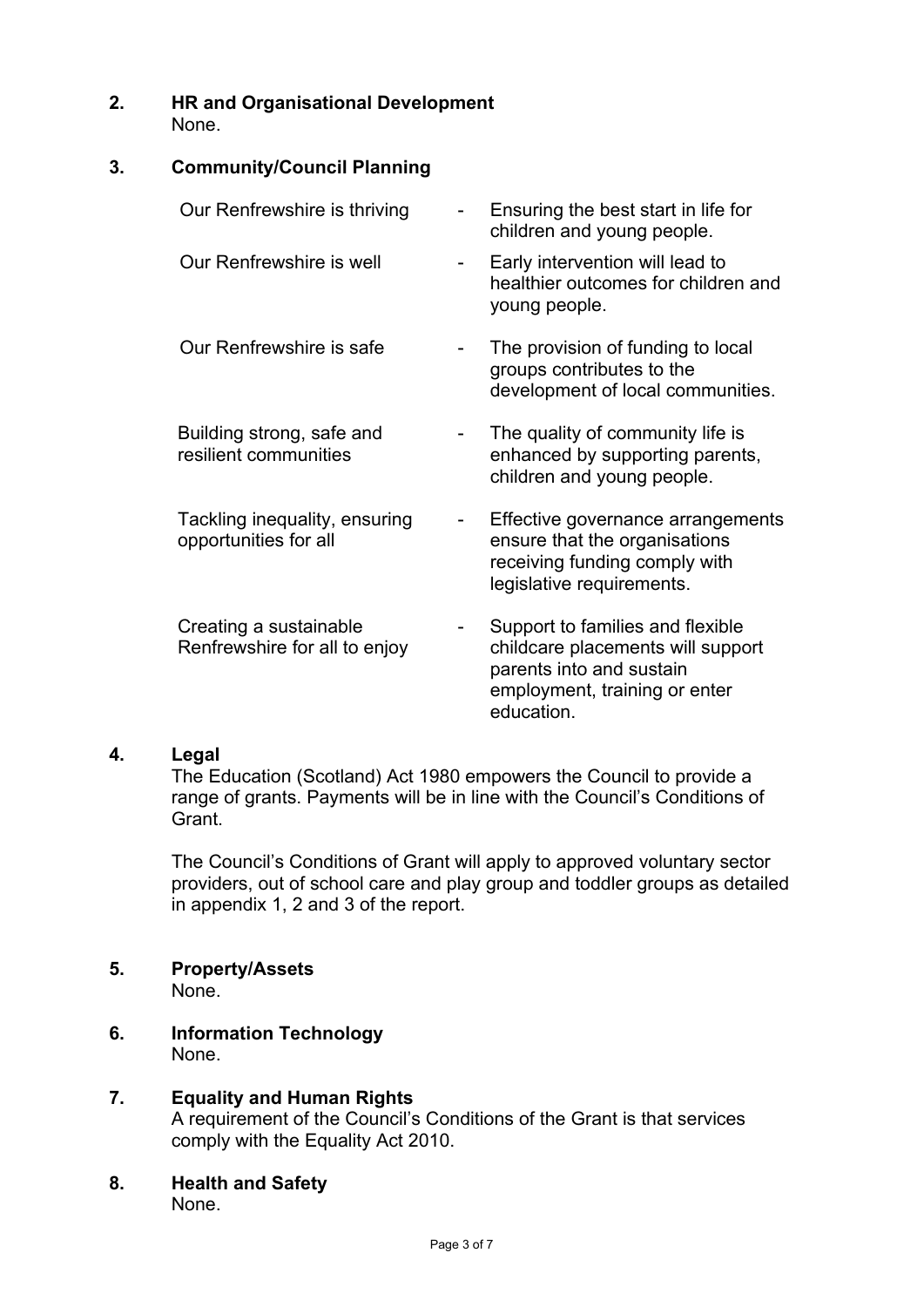## 2. HR and Organisational Development

None.

## 3. Community/Council Planning

| | | |
|---|---|---|
| Our Renfrewshire is thriving | - | Ensuring the best start in life for children and young people. |
| Our Renfrewshire is well | - | Early intervention will lead to healthier outcomes for children and young people. |
| Our Renfrewshire is safe | - | The provision of funding to local groups contributes to the development of local communities. |
| Building strong, safe and resilient communities | - | The quality of community life is enhanced by supporting parents, children and young people. |
| Tackling inequality, ensuring opportunities for all | - | Effective governance arrangements ensure that the organisations receiving funding comply with legislative requirements. |
| Creating a sustainable Renfrewshire for all to enjoy | - | Support to families and flexible childcare placements will support parents into and sustain employment, training or enter education. |

## 4. Legal

The Education (Scotland) Act 1980 empowers the Council to provide a range of grants. Payments will be in line with the Council's Conditions of Grant.

The Council's Conditions of Grant will apply to approved voluntary sector providers, out of school care and play group and toddler groups as detailed in appendix 1, 2 and 3 of the report.

## 5. Property/Assets

None.

## 6. Information Technology

None.

## 7. Equality and Human Rights

A requirement of the Council's Conditions of the Grant is that services comply with the Equality Act 2010.

## 8. Health and Safety

None.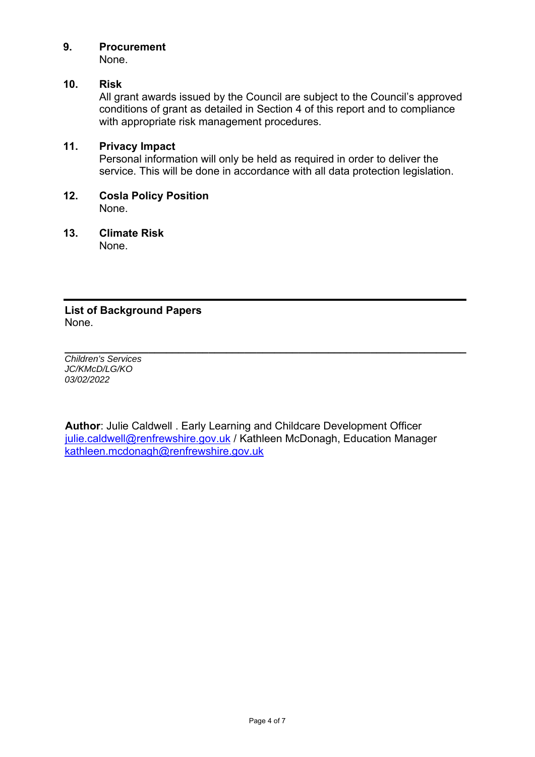**9. Procurement**

None.

**10. Risk**

All grant awards issued by the Council are subject to the Council's approved conditions of grant as detailed in Section 4 of this report and to compliance with appropriate risk management procedures.

**11. Privacy Impact**

Personal information will only be held as required in order to deliver the service. This will be done in accordance with all data protection legislation.

**12. Cosla Policy Position**

None.

**13. Climate Risk**

None.

---

**List of Background Papers**

None.

---

*Children's Services*
*JC/KMcD/LG/KO*
*03/02/2022*

**Author**: Julie Caldwell . Early Learning and Childcare Development Officer julie.caldwell@renfrewshire.gov.uk / Kathleen McDonagh, Education Manager kathleen.mcdonagh@renfrewshire.gov.uk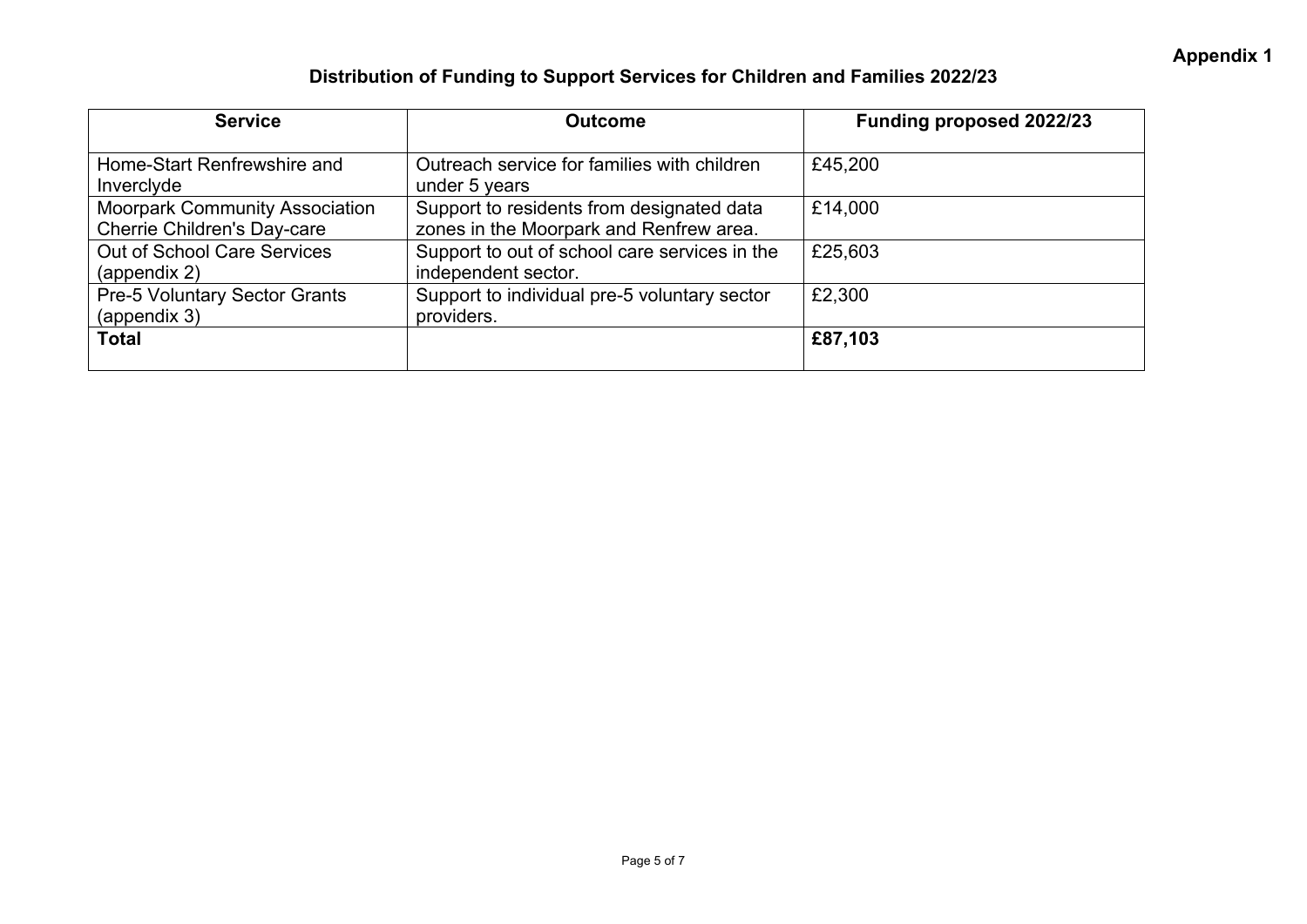**Appendix 1**

## Distribution of Funding to Support Services for Children and Families 2022/23

| Service | Outcome | Funding proposed 2022/23 |
|---|---|---|
| Home-Start Renfrewshire and Inverclyde | Outreach service for families with children under 5 years | £45,200 |
| Moorpark Community Association Cherrie Children's Day-care | Support to residents from designated data zones in the Moorpark and Renfrew area. | £14,000 |
| Out of School Care Services (appendix 2) | Support to out of school care services in the independent sector. | £25,603 |
| Pre-5 Voluntary Sector Grants (appendix 3) | Support to individual pre-5 voluntary sector providers. | £2,300 |
| **Total** | | **£87,103** |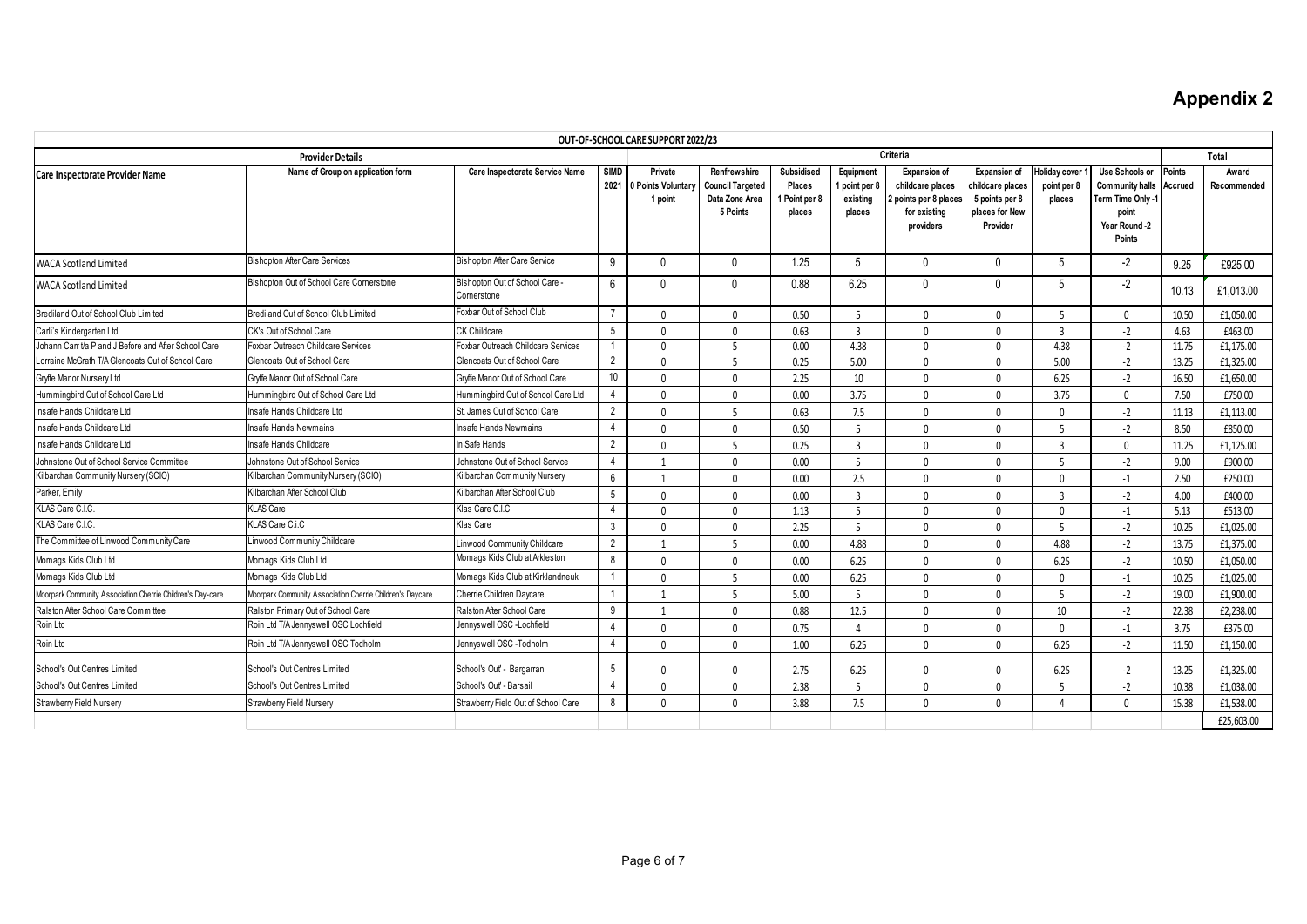# Appendix 2

| OUT-OF-SCHOOL CARE SUPPORT 2022/23 | | | | | | | | | | | | | | |
|---|---|---|---|---|---|---|---|---|---|---|---|---|---|---|
| Provider Details | | | Criteria | | | | | | | | | | Total | |
| Care Inspectorate Provider Name | Name of Group on application form | Care Inspectorate Service Name | SIMD 2021 | Private 0 Points Voluntary 1 point | Renfrewshire Council Targeted Data Zone Area 5 Points | Subsidised Places 1 Point per 8 places | Equipment 1 point per 8 existing places | Expansion of childcare places 2 points per 8 places for existing providers | Expansion of childcare places 5 points per 8 places for New Provider | Holiday cover 1 point per 8 places | Use Schools or Community halls Term Time Only -1 point Year Round -2 Points | Points Accrued | Award Recommended |
| WACA Scotland Limited | Bishopton After Care Services | Bishopton After Care Service | 9 | 0 | 0 | 1.25 | 5 | 0 | 0 | 5 | -2 | 9.25 | £925.00 |
| WACA Scotland Limited | Bishopton Out of School Care Cornerstone | Bishopton Out of School Care - Cornerstone | 6 | 0 | 0 | 0.88 | 6.25 | 0 | 0 | 5 | -2 | 10.13 | £1,013.00 |
| Brediland Out of School Club Limited | Brediland Out of School Club Limited | Foxbar Out of School Club | 7 | 0 | 0 | 0.50 | 5 | 0 | 0 | 5 | 0 | 10.50 | £1,050.00 |
| Carli's Kindergarten Ltd | CK's Out of School Care | CK Childcare | 5 | 0 | 0 | 0.63 | 3 | 0 | 0 | 3 | -2 | 4.63 | £463.00 |
| Johann Carr t/a P and J Before and After School Care | Foxbar Outreach Childcare Services | Foxbar Outreach Childcare Services | 1 | 0 | 5 | 0.00 | 4.38 | 0 | 0 | 4.38 | -2 | 11.75 | £1,175.00 |
| Lorraine McGrath T/A Glencoats Out of School Care | Glencoats Out of School Care | Glencoats Out of School Care | 2 | 0 | 5 | 0.25 | 5.00 | 0 | 0 | 5.00 | -2 | 13.25 | £1,325.00 |
| Gryffe Manor Nursery Ltd | Gryffe Manor Out of School Care | Gryffe Manor Out of School Care | 10 | 0 | 0 | 2.25 | 10 | 0 | 0 | 6.25 | -2 | 16.50 | £1,650.00 |
| Hummingbird Out of School Care Ltd | Hummingbird Out of School Care Ltd | Hummingbird Out of School Care Ltd | 4 | 0 | 0 | 0.00 | 3.75 | 0 | 0 | 3.75 | 0 | 7.50 | £750.00 |
| Insafe Hands Childcare Ltd | Insafe Hands Childcare Ltd | St. James Out of School Care | 2 | 0 | 5 | 0.63 | 7.5 | 0 | 0 | 0 | -2 | 11.13 | £1,113.00 |
| Insafe Hands Childcare Ltd | Insafe Hands Newmains | Insafe Hands Newmains | 4 | 0 | 0 | 0.50 | 5 | 0 | 0 | 5 | -2 | 8.50 | £850.00 |
| Insafe Hands Childcare Ltd | Insafe Hands Childcare | In Safe Hands | 2 | 0 | 5 | 0.25 | 3 | 0 | 0 | 3 | 0 | 11.25 | £1,125.00 |
| Johnstone Out of School Service Committee | Johnstone Out of School Service | Johnstone Out of School Service | 4 | 1 | 0 | 0.00 | 5 | 0 | 0 | 5 | -2 | 9.00 | £900.00 |
| Kilbarchan Community Nursery (SCIO) | Kilbarchan Community Nursery (SCIO) | Kilbarchan Community Nursery | 6 | 1 | 0 | 0.00 | 2.5 | 0 | 0 | 0 | -1 | 2.50 | £250.00 |
| Parker, Emily | Kilbarchan After School Club | Kilbarchan After School Club | 5 | 0 | 0 | 0.00 | 3 | 0 | 0 | 3 | -2 | 4.00 | £400.00 |
| KLAS Care C.I.C. | KLAS Care | Klas Care C.I.C | 4 | 0 | 0 | 1.13 | 5 | 0 | 0 | 0 | -1 | 5.13 | £513.00 |
| KLAS Care C.I.C. | KLAS Care C.i.C | Klas Care | 3 | 0 | 0 | 2.25 | 5 | 0 | 0 | 5 | -2 | 10.25 | £1,025.00 |
| The Committee of Linwood Community Care | Linwood Community Childcare | Linwood Community Childcare | 2 | 1 | 5 | 0.00 | 4.88 | 0 | 0 | 4.88 | -2 | 13.75 | £1,375.00 |
| Momags Kids Club Ltd | Momags Kids Club Ltd | Momags Kids Club at Arkleston | 8 | 0 | 0 | 0.00 | 6.25 | 0 | 0 | 6.25 | -2 | 10.50 | £1,050.00 |
| Momags Kids Club Ltd | Momags Kids Club Ltd | Momags Kids Club at Kirklandneuk | 1 | 0 | 5 | 0.00 | 6.25 | 0 | 0 | 0 | -1 | 10.25 | £1,025.00 |
| Moorpark Community Association Cherrie Children's Day-care | Moorpark Community Association Cherrie Children's Daycare | Cherrie Children Daycare | 1 | 1 | 5 | 5.00 | 5 | 0 | 0 | 5 | -2 | 19.00 | £1,900.00 |
| Ralston After School Care Committee | Ralston Primary Out of School Care | Ralston After School Care | 9 | 1 | 0 | 0.88 | 12.5 | 0 | 0 | 10 | -2 | 22.38 | £2,238.00 |
| Roin Ltd | Roin Ltd T/A Jennyswell OSC Lochfield | Jennyswell OSC -Lochfield | 4 | 0 | 0 | 0.75 | 4 | 0 | 0 | 0 | -1 | 3.75 | £375.00 |
| Roin Ltd | Roin Ltd T/A Jennyswell OSC Todholm | Jennyswell OSC -Todholm | 4 | 0 | 0 | 1.00 | 6.25 | 0 | 0 | 6.25 | -2 | 11.50 | £1,150.00 |
| School's Out Centres Limited | School's Out Centres Limited | School's Out' - Bargarran | 5 | 0 | 0 | 2.75 | 6.25 | 0 | 0 | 6.25 | -2 | 13.25 | £1,325.00 |
| School's Out Centres Limited | School's Out Centres Limited | School's Out' - Barsail | 4 | 0 | 0 | 2.38 | 5 | 0 | 0 | 5 | -2 | 10.38 | £1,038.00 |
| Strawberry Field Nursery | Strawberry Field Nursery | Strawberry Field Out of School Care | 8 | 0 | 0 | 3.88 | 7.5 | 0 | 0 | 4 | 0 | 15.38 | £1,538.00 |
| | | | | | | | | | | | | | £25,603.00 |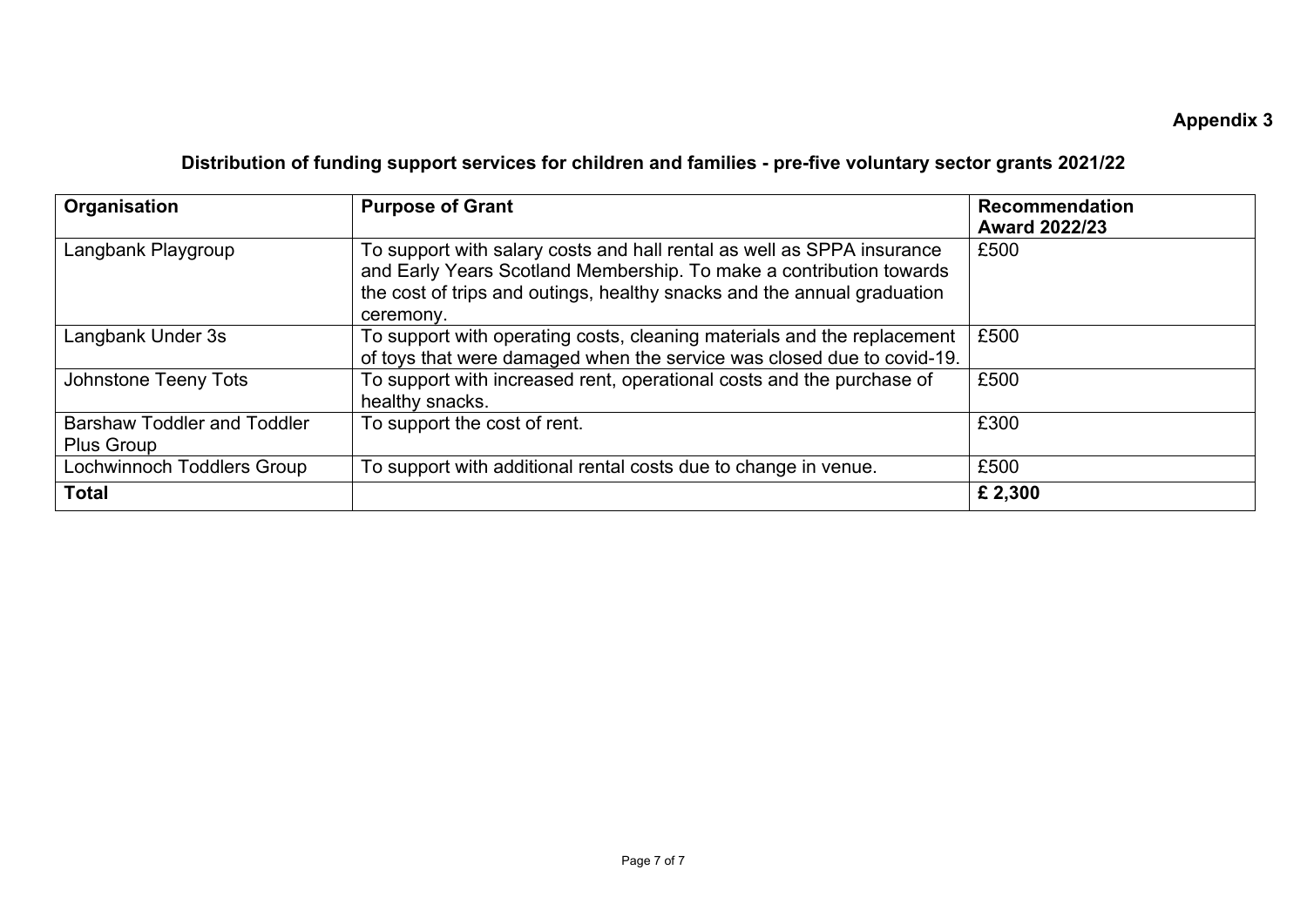**Appendix 3**

**Distribution of funding support services for children and families - pre-five voluntary sector grants 2021/22**

| Organisation | Purpose of Grant | Recommendation Award 2022/23 |
|---|---|---|
| Langbank Playgroup | To support with salary costs and hall rental as well as SPPA insurance and Early Years Scotland Membership. To make a contribution towards the cost of trips and outings, healthy snacks and the annual graduation ceremony. | £500 |
| Langbank Under 3s | To support with operating costs, cleaning materials and the replacement of toys that were damaged when the service was closed due to covid-19. | £500 |
| Johnstone Teeny Tots | To support with increased rent, operational costs and the purchase of healthy snacks. | £500 |
| Barshaw Toddler and Toddler Plus Group | To support the cost of rent. | £300 |
| Lochwinnoch Toddlers Group | To support with additional rental costs due to change in venue. | £500 |
| **Total** | | **£ 2,300** |